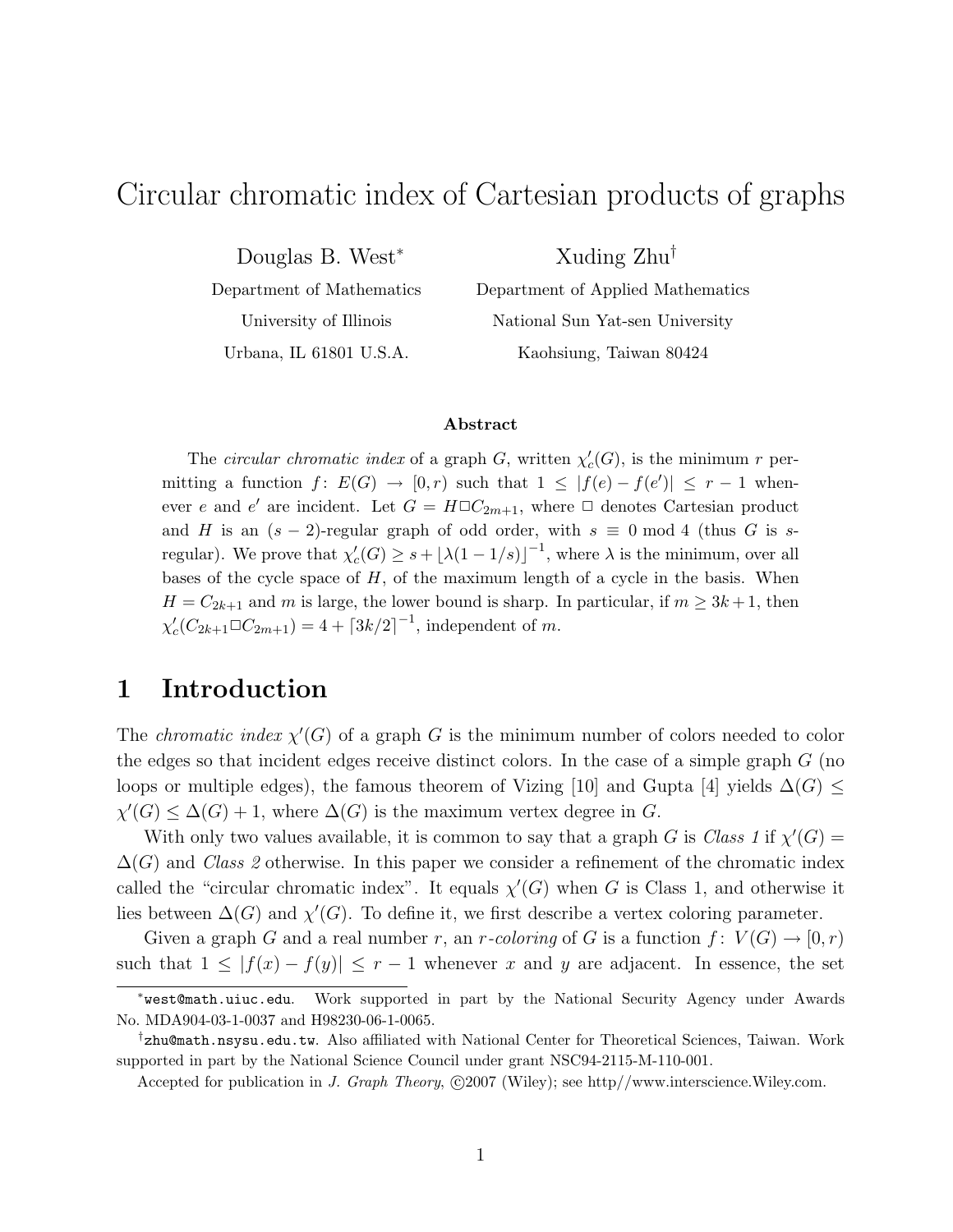# Circular chromatic index of Cartesian products of graphs

Douglas B. West*  
Department of Mathematics  
University of Illinois  
Urbana, IL 61801 U.S.A.

Xuding Zhu†  
Department of Applied Mathematics  
National Sun Yat-sen University  
Kaohsiung, Taiwan 80424

### Abstract

The *circular chromatic index* of a graph $G$, written $\chi'_c(G)$, is the minimum $r$ permitting a function $f\colon E(G) \to [0,r)$ such that $1 \le |f(e) - f(e')| \le r - 1$ whenever $e$ and $e'$ are incident. Let $G = H \square C_{2m+1}$, where $\square$ denotes Cartesian product and $H$ is an $(s-2)$-regular graph of odd order, with $s \equiv 0 \bmod 4$ (thus $G$ is $s$-regular). We prove that $\chi'_c(G) \ge s + \lfloor \lambda(1 - 1/s) \rfloor^{-1}$, where $\lambda$ is the minimum, over all bases of the cycle space of $H$, of the maximum length of a cycle in the basis. When $H = C_{2k+1}$ and $m$ is large, the lower bound is sharp. In particular, if $m \ge 3k+1$, then $\chi'_c(C_{2k+1} \square C_{2m+1}) = 4 + \lceil 3k/2 \rceil^{-1}$, independent of $m$.

## 1 Introduction

The *chromatic index* $\chi'(G)$ of a graph $G$ is the minimum number of colors needed to color the edges so that incident edges receive distinct colors. In the case of a simple graph $G$ (no loops or multiple edges), the famous theorem of Vizing [10] and Gupta [4] yields $\Delta(G) \le \chi'(G) \le \Delta(G) + 1$, where $\Delta(G)$ is the maximum vertex degree in $G$.

With only two values available, it is common to say that a graph $G$ is *Class 1* if $\chi'(G) = \Delta(G)$ and *Class 2* otherwise. In this paper we consider a refinement of the chromatic index called the "circular chromatic index". It equals $\chi'(G)$ when $G$ is Class 1, and otherwise it lies between $\Delta(G)$ and $\chi'(G)$. To define it, we first describe a vertex coloring parameter.

Given a graph $G$ and a real number $r$, an *$r$-coloring* of $G$ is a function $f\colon V(G) \to [0,r)$ such that $1 \le |f(x) - f(y)| \le r - 1$ whenever $x$ and $y$ are adjacent. In essence, the set

---

*west@math.uiuc.edu. Work supported in part by the National Security Agency under Awards No. MDA904-03-1-0037 and H98230-06-1-0065.

†zhu@math.nsysu.edu.tw. Also affiliated with National Center for Theoretical Sciences, Taiwan. Work supported in part by the National Science Council under grant NSC94-2115-M-110-001.

Accepted for publication in *J. Graph Theory*, ©2007 (Wiley); see http//www.interscience.Wiley.com.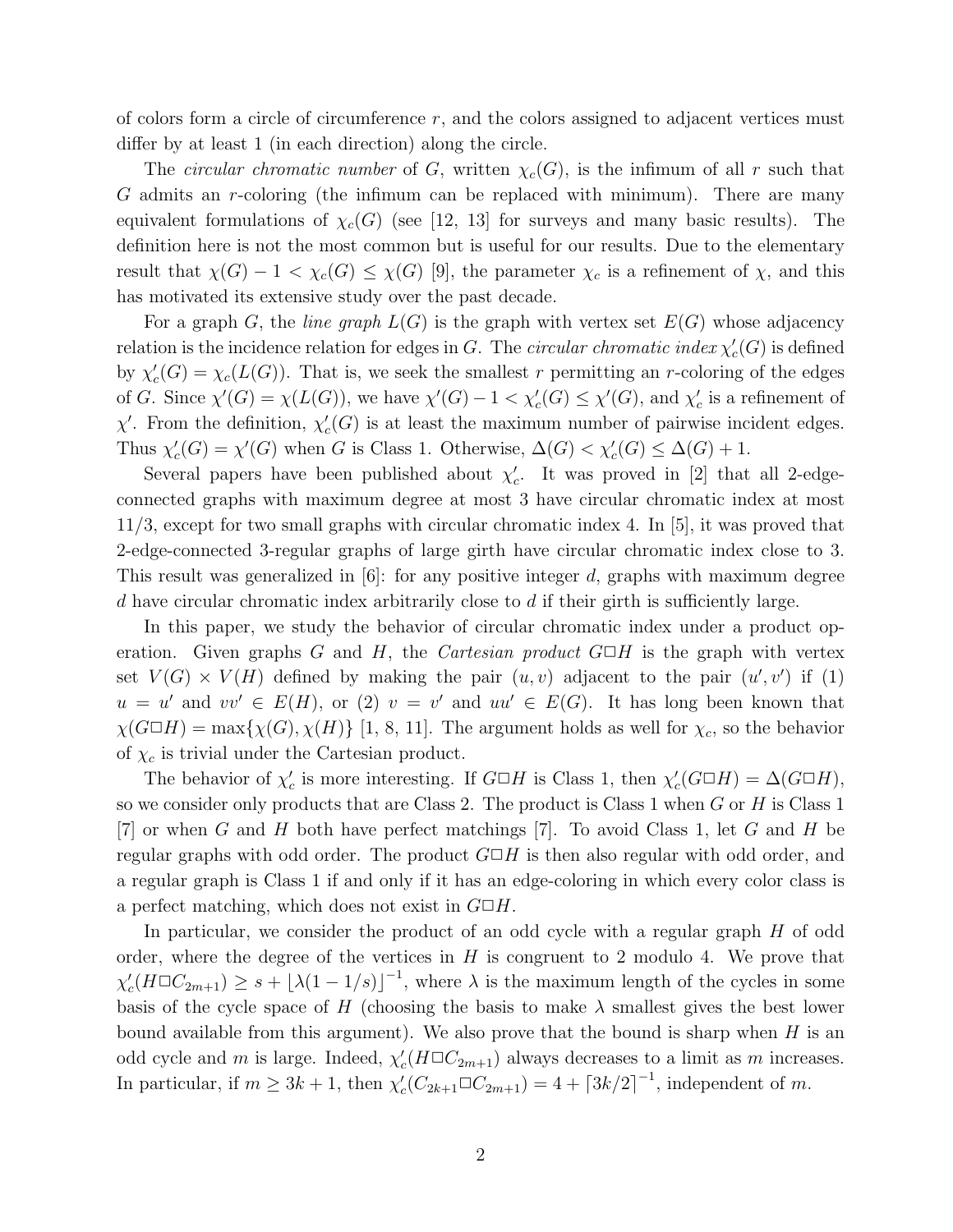of colors form a circle of circumference $r$, and the colors assigned to adjacent vertices must differ by at least 1 (in each direction) along the circle.

The *circular chromatic number* of $G$, written $\chi_c(G)$, is the infimum of all $r$ such that $G$ admits an $r$-coloring (the infimum can be replaced with minimum). There are many equivalent formulations of $\chi_c(G)$ (see [12, 13] for surveys and many basic results). The definition here is not the most common but is useful for our results. Due to the elementary result that $\chi(G) - 1 < \chi_c(G) \leq \chi(G)$ [9], the parameter $\chi_c$ is a refinement of $\chi$, and this has motivated its extensive study over the past decade.

For a graph $G$, the *line graph* $L(G)$ is the graph with vertex set $E(G)$ whose adjacency relation is the incidence relation for edges in $G$. The *circular chromatic index* $\chi'_c(G)$ is defined by $\chi'_c(G) = \chi_c(L(G))$. That is, we seek the smallest $r$ permitting an $r$-coloring of the edges of $G$. Since $\chi'(G) = \chi(L(G))$, we have $\chi'(G) - 1 < \chi'_c(G) \leq \chi'(G)$, and $\chi'_c$ is a refinement of $\chi'$. From the definition, $\chi'_c(G)$ is at least the maximum number of pairwise incident edges. Thus $\chi'_c(G) = \chi'(G)$ when $G$ is Class 1. Otherwise, $\Delta(G) < \chi'_c(G) \leq \Delta(G) + 1$.

Several papers have been published about $\chi'_c$. It was proved in [2] that all 2-edge-connected graphs with maximum degree at most 3 have circular chromatic index at most 11/3, except for two small graphs with circular chromatic index 4. In [5], it was proved that 2-edge-connected 3-regular graphs of large girth have circular chromatic index close to 3. This result was generalized in [6]: for any positive integer $d$, graphs with maximum degree $d$ have circular chromatic index arbitrarily close to $d$ if their girth is sufficiently large.

In this paper, we study the behavior of circular chromatic index under a product operation. Given graphs $G$ and $H$, the *Cartesian product* $G \square H$ is the graph with vertex set $V(G) \times V(H)$ defined by making the pair $(u, v)$ adjacent to the pair $(u', v')$ if (1) $u = u'$ and $vv' \in E(H)$, or (2) $v = v'$ and $uu' \in E(G)$. It has long been known that $\chi(G \square H) = \max\{\chi(G), \chi(H)\}$ [1, 8, 11]. The argument holds as well for $\chi_c$, so the behavior of $\chi_c$ is trivial under the Cartesian product.

The behavior of $\chi'_c$ is more interesting. If $G \square H$ is Class 1, then $\chi'_c(G \square H) = \Delta(G \square H)$, so we consider only products that are Class 2. The product is Class 1 when $G$ or $H$ is Class 1 [7] or when $G$ and $H$ both have perfect matchings [7]. To avoid Class 1, let $G$ and $H$ be regular graphs with odd order. The product $G \square H$ is then also regular with odd order, and a regular graph is Class 1 if and only if it has an edge-coloring in which every color class is a perfect matching, which does not exist in $G \square H$.

In particular, we consider the product of an odd cycle with a regular graph $H$ of odd order, where the degree of the vertices in $H$ is congruent to 2 modulo 4. We prove that $\chi'_c(H \square C_{2m+1}) \geq s + \lfloor \lambda(1 - 1/s) \rfloor^{-1}$, where $\lambda$ is the maximum length of the cycles in some basis of the cycle space of $H$ (choosing the basis to make $\lambda$ smallest gives the best lower bound available from this argument). We also prove that the bound is sharp when $H$ is an odd cycle and $m$ is large. Indeed, $\chi'_c(H \square C_{2m+1})$ always decreases to a limit as $m$ increases. In particular, if $m \geq 3k + 1$, then $\chi'_c(C_{2k+1} \square C_{2m+1}) = 4 + \lceil 3k/2 \rceil^{-1}$, independent of $m$.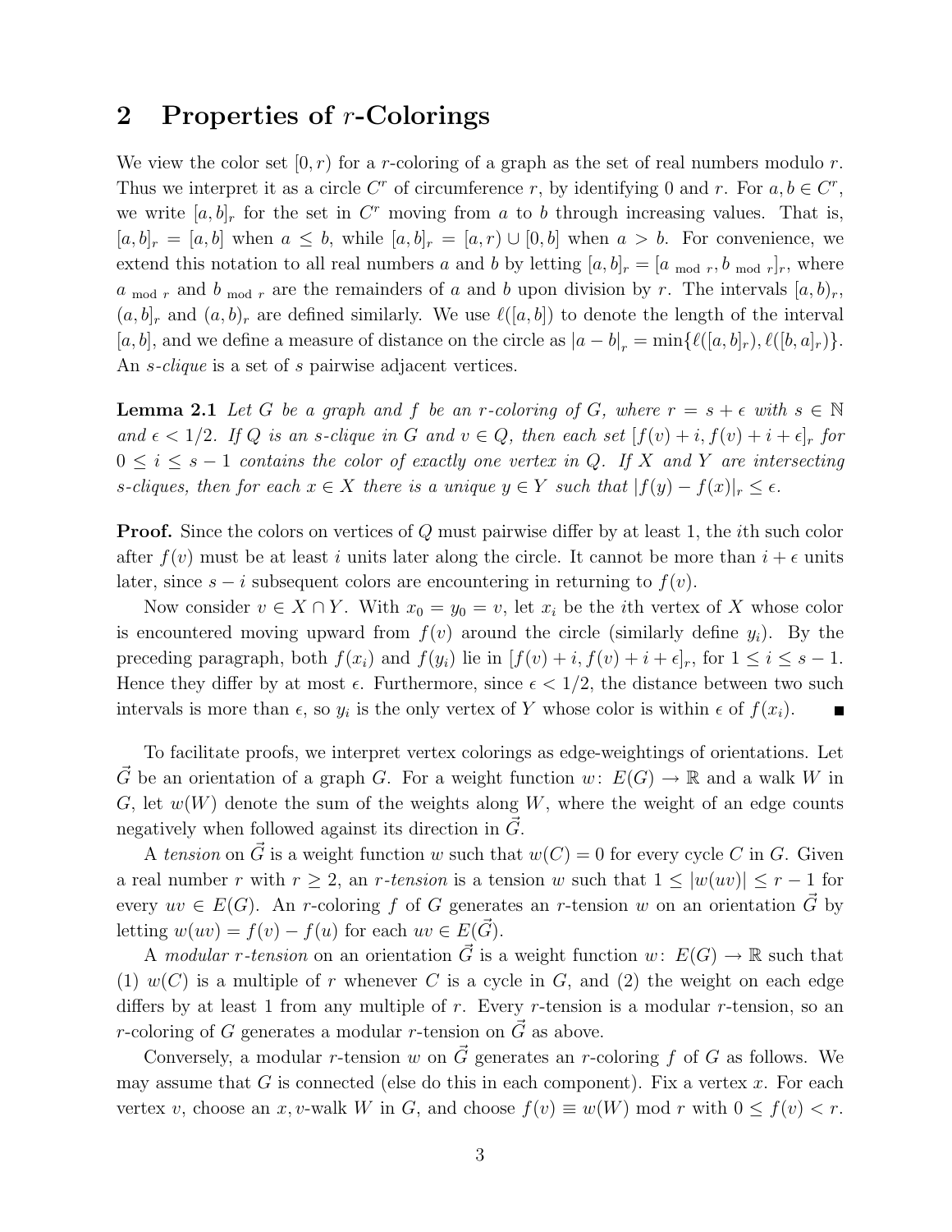## 2 Properties of $r$-Colorings

We view the color set $[0, r)$ for a $r$-coloring of a graph as the set of real numbers modulo $r$. Thus we interpret it as a circle $C^r$ of circumference $r$, by identifying 0 and $r$. For $a, b \in C^r$, we write $[a, b]_r$ for the set in $C^r$ moving from $a$ to $b$ through increasing values. That is, $[a, b]_r = [a, b]$ when $a \le b$, while $[a, b]_r = [a, r) \cup [0, b]$ when $a > b$. For convenience, we extend this notation to all real numbers $a$ and $b$ by letting $[a, b]_r = [a_{\bmod r}, b_{\bmod r}]_r$, where $a_{\bmod r}$ and $b_{\bmod r}$ are the remainders of $a$ and $b$ upon division by $r$. The intervals $[a, b)_r$, $(a, b]_r$ and $(a, b)_r$ are defined similarly. We use $\ell([a, b])$ to denote the length of the interval $[a, b]$, and we define a measure of distance on the circle as $|a - b|_r = \min\{\ell([a, b]_r), \ell([b, a]_r)\}$. An *$s$-clique* is a set of $s$ pairwise adjacent vertices.

**Lemma 2.1** *Let $G$ be a graph and $f$ be an $r$-coloring of $G$, where $r = s + \epsilon$ with $s \in \mathbb{N}$ and $\epsilon < 1/2$. If $Q$ is an $s$-clique in $G$ and $v \in Q$, then each set $[f(v) + i, f(v) + i + \epsilon]_r$ for $0 \le i \le s - 1$ contains the color of exactly one vertex in $Q$. If $X$ and $Y$ are intersecting $s$-cliques, then for each $x \in X$ there is a unique $y \in Y$ such that $|f(y) - f(x)|_r \le \epsilon$.*

**Proof.** Since the colors on vertices of $Q$ must pairwise differ by at least 1, the $i$th such color after $f(v)$ must be at least $i$ units later along the circle. It cannot be more than $i + \epsilon$ units later, since $s - i$ subsequent colors are encountering in returning to $f(v)$.

Now consider $v \in X \cap Y$. With $x_0 = y_0 = v$, let $x_i$ be the $i$th vertex of $X$ whose color is encountered moving upward from $f(v)$ around the circle (similarly define $y_i$). By the preceding paragraph, both $f(x_i)$ and $f(y_i)$ lie in $[f(v) + i, f(v) + i + \epsilon]_r$, for $1 \le i \le s - 1$. Hence they differ by at most $\epsilon$. Furthermore, since $\epsilon < 1/2$, the distance between two such intervals is more than $\epsilon$, so $y_i$ is the only vertex of $Y$ whose color is within $\epsilon$ of $f(x_i)$. ∎

To facilitate proofs, we interpret vertex colorings as edge-weightings of orientations. Let $\vec{G}$ be an orientation of a graph $G$. For a weight function $w \colon E(G) \to \mathbb{R}$ and a walk $W$ in $G$, let $w(W)$ denote the sum of the weights along $W$, where the weight of an edge counts negatively when followed against its direction in $\vec{G}$.

A *tension* on $\vec{G}$ is a weight function $w$ such that $w(C) = 0$ for every cycle $C$ in $G$. Given a real number $r$ with $r \ge 2$, an *$r$-tension* is a tension $w$ such that $1 \le |w(uv)| \le r - 1$ for every $uv \in E(G)$. An $r$-coloring $f$ of $G$ generates an $r$-tension $w$ on an orientation $\vec{G}$ by letting $w(uv) = f(v) - f(u)$ for each $uv \in E(\vec{G})$.

A *modular $r$-tension* on an orientation $\vec{G}$ is a weight function $w \colon E(G) \to \mathbb{R}$ such that (1) $w(C)$ is a multiple of $r$ whenever $C$ is a cycle in $G$, and (2) the weight on each edge differs by at least 1 from any multiple of $r$. Every $r$-tension is a modular $r$-tension, so an $r$-coloring of $G$ generates a modular $r$-tension on $\vec{G}$ as above.

Conversely, a modular $r$-tension $w$ on $\vec{G}$ generates an $r$-coloring $f$ of $G$ as follows. We may assume that $G$ is connected (else do this in each component). Fix a vertex $x$. For each vertex $v$, choose an $x, v$-walk $W$ in $G$, and choose $f(v) \equiv w(W) \bmod r$ with $0 \le f(v) < r$.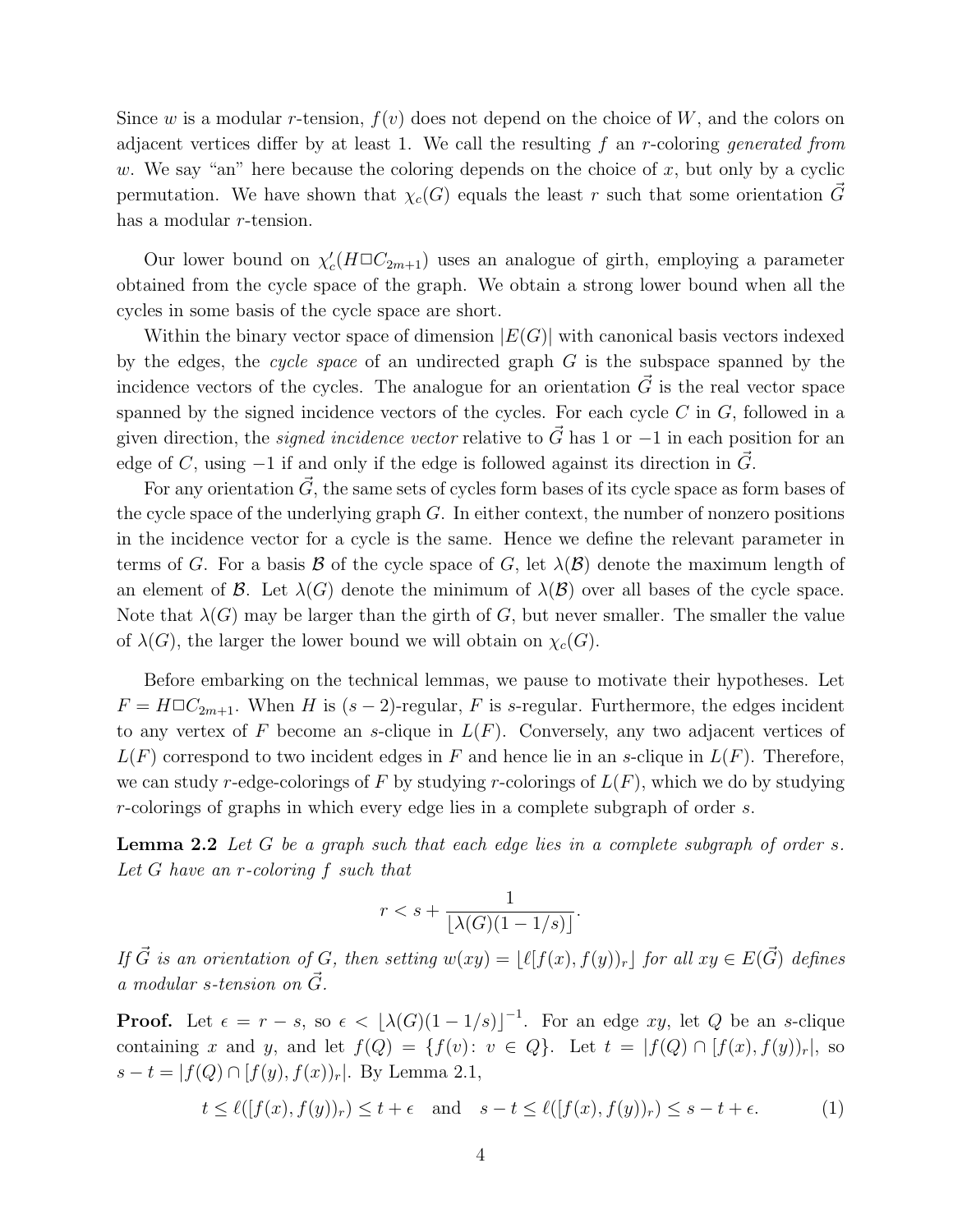Since $w$ is a modular $r$-tension, $f(v)$ does not depend on the choice of $W$, and the colors on adjacent vertices differ by at least 1. We call the resulting $f$ an $r$-coloring *generated from* $w$. We say "an" here because the coloring depends on the choice of $x$, but only by a cyclic permutation. We have shown that $\chi_c(G)$ equals the least $r$ such that some orientation $\vec{G}$ has a modular $r$-tension.

Our lower bound on $\chi'_c(H \square C_{2m+1})$ uses an analogue of girth, employing a parameter obtained from the cycle space of the graph. We obtain a strong lower bound when all the cycles in some basis of the cycle space are short.

Within the binary vector space of dimension $|E(G)|$ with canonical basis vectors indexed by the edges, the *cycle space* of an undirected graph $G$ is the subspace spanned by the incidence vectors of the cycles. The analogue for an orientation $\vec{G}$ is the real vector space spanned by the signed incidence vectors of the cycles. For each cycle $C$ in $G$, followed in a given direction, the *signed incidence vector* relative to $\vec{G}$ has 1 or $-1$ in each position for an edge of $C$, using $-1$ if and only if the edge is followed against its direction in $\vec{G}$.

For any orientation $\vec{G}$, the same sets of cycles form bases of its cycle space as form bases of the cycle space of the underlying graph $G$. In either context, the number of nonzero positions in the incidence vector for a cycle is the same. Hence we define the relevant parameter in terms of $G$. For a basis $\mathcal{B}$ of the cycle space of $G$, let $\lambda(\mathcal{B})$ denote the maximum length of an element of $\mathcal{B}$. Let $\lambda(G)$ denote the minimum of $\lambda(\mathcal{B})$ over all bases of the cycle space. Note that $\lambda(G)$ may be larger than the girth of $G$, but never smaller. The smaller the value of $\lambda(G)$, the larger the lower bound we will obtain on $\chi_c(G)$.

Before embarking on the technical lemmas, we pause to motivate their hypotheses. Let $F = H \square C_{2m+1}$. When $H$ is $(s-2)$-regular, $F$ is $s$-regular. Furthermore, the edges incident to any vertex of $F$ become an $s$-clique in $L(F)$. Conversely, any two adjacent vertices of $L(F)$ correspond to two incident edges in $F$ and hence lie in an $s$-clique in $L(F)$. Therefore, we can study $r$-edge-colorings of $F$ by studying $r$-colorings of $L(F)$, which we do by studying $r$-colorings of graphs in which every edge lies in a complete subgraph of order $s$.

**Lemma 2.2** *Let $G$ be a graph such that each edge lies in a complete subgraph of order $s$. Let $G$ have an $r$-coloring $f$ such that*

$$r < s + \frac{1}{\lfloor \lambda(G)(1 - 1/s) \rfloor}.$$

*If $\vec{G}$ is an orientation of $G$, then setting $w(xy) = \lfloor \ell[f(x), f(y))_r \rfloor$ for all $xy \in E(\vec{G})$ defines a modular $s$-tension on $\vec{G}$.*

**Proof.** Let $\epsilon = r - s$, so $\epsilon < \lfloor \lambda(G)(1 - 1/s) \rfloor^{-1}$. For an edge $xy$, let $Q$ be an $s$-clique containing $x$ and $y$, and let $f(Q) = \{f(v) \colon v \in Q\}$. Let $t = |f(Q) \cap [f(x), f(y))_r|$, so $s - t = |f(Q) \cap [f(y), f(x))_r|$. By Lemma 2.1,

$$t \le \ell([f(x), f(y))_r) \le t + \epsilon \quad \text{and} \quad s - t \le \ell([f(x), f(y))_r) \le s - t + \epsilon. \tag{1}$$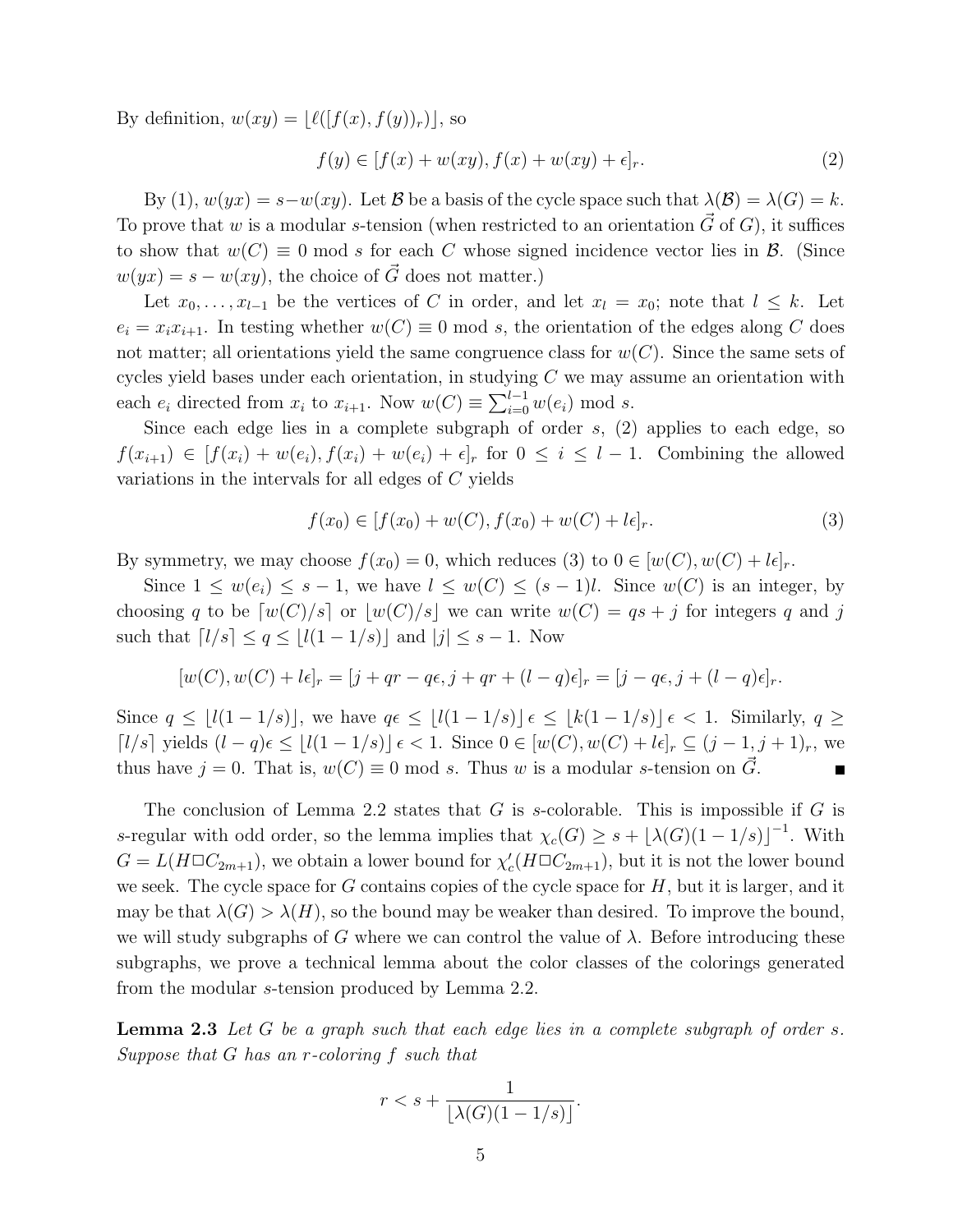By definition, $w(xy) = \lfloor \ell([f(x), f(y))_r) \rfloor$, so

$$f(y) \in [f(x) + w(xy), f(x) + w(xy) + \epsilon]_r. \tag{2}$$

By (1), $w(yx) = s - w(xy)$. Let $\mathcal{B}$ be a basis of the cycle space such that $\lambda(\mathcal{B}) = \lambda(G) = k$. To prove that $w$ is a modular $s$-tension (when restricted to an orientation $\vec{G}$ of $G$), it suffices to show that $w(C) \equiv 0 \bmod s$ for each $C$ whose signed incidence vector lies in $\mathcal{B}$. (Since $w(yx) = s - w(xy)$, the choice of $\vec{G}$ does not matter.)

Let $x_0, \ldots, x_{l-1}$ be the vertices of $C$ in order, and let $x_l = x_0$; note that $l \leq k$. Let $e_i = x_i x_{i+1}$. In testing whether $w(C) \equiv 0 \bmod s$, the orientation of the edges along $C$ does not matter; all orientations yield the same congruence class for $w(C)$. Since the same sets of cycles yield bases under each orientation, in studying $C$ we may assume an orientation with each $e_i$ directed from $x_i$ to $x_{i+1}$. Now $w(C) \equiv \sum_{i=0}^{l-1} w(e_i) \bmod s$.

Since each edge lies in a complete subgraph of order $s$, (2) applies to each edge, so $f(x_{i+1}) \in [f(x_i) + w(e_i), f(x_i) + w(e_i) + \epsilon]_r$ for $0 \leq i \leq l-1$. Combining the allowed variations in the intervals for all edges of $C$ yields

$$f(x_0) \in [f(x_0) + w(C), f(x_0) + w(C) + l\epsilon]_r. \tag{3}$$

By symmetry, we may choose $f(x_0) = 0$, which reduces (3) to $0 \in [w(C), w(C) + l\epsilon]_r$.

Since $1 \leq w(e_i) \leq s-1$, we have $l \leq w(C) \leq (s-1)l$. Since $w(C)$ is an integer, by choosing $q$ to be $\lceil w(C)/s \rceil$ or $\lfloor w(C)/s \rfloor$ we can write $w(C) = qs + j$ for integers $q$ and $j$ such that $\lceil l/s \rceil \leq q \leq \lfloor l(1 - 1/s) \rfloor$ and $|j| \leq s - 1$. Now

$$[w(C), w(C) + l\epsilon]_r = [j + qr - q\epsilon, j + qr + (l-q)\epsilon]_r = [j - q\epsilon, j + (l-q)\epsilon]_r.$$

Since $q \leq \lfloor l(1 - 1/s) \rfloor$, we have $q\epsilon \leq \lfloor l(1-1/s) \rfloor \epsilon \leq \lfloor k(1-1/s) \rfloor \epsilon < 1$. Similarly, $q \geq \lceil l/s \rceil$ yields $(l-q)\epsilon \leq \lfloor l(1-1/s) \rfloor \epsilon < 1$. Since $0 \in [w(C), w(C) + l\epsilon]_r \subseteq (j-1, j+1)_r$, we thus have $j = 0$. That is, $w(C) \equiv 0 \bmod s$. Thus $w$ is a modular $s$-tension on $\vec{G}$. ∎

The conclusion of Lemma 2.2 states that $G$ is $s$-colorable. This is impossible if $G$ is $s$-regular with odd order, so the lemma implies that $\chi_c(G) \geq s + \lfloor \lambda(G)(1 - 1/s) \rfloor^{-1}$. With $G = L(H \square C_{2m+1})$, we obtain a lower bound for $\chi'_c(H \square C_{2m+1})$, but it is not the lower bound we seek. The cycle space for $G$ contains copies of the cycle space for $H$, but it is larger, and it may be that $\lambda(G) > \lambda(H)$, so the bound may be weaker than desired. To improve the bound, we will study subgraphs of $G$ where we can control the value of $\lambda$. Before introducing these subgraphs, we prove a technical lemma about the color classes of the colorings generated from the modular $s$-tension produced by Lemma 2.2.

**Lemma 2.3** *Let $G$ be a graph such that each edge lies in a complete subgraph of order $s$. Suppose that $G$ has an $r$-coloring $f$ such that*

$$r < s + \frac{1}{\lfloor \lambda(G)(1 - 1/s) \rfloor}.$$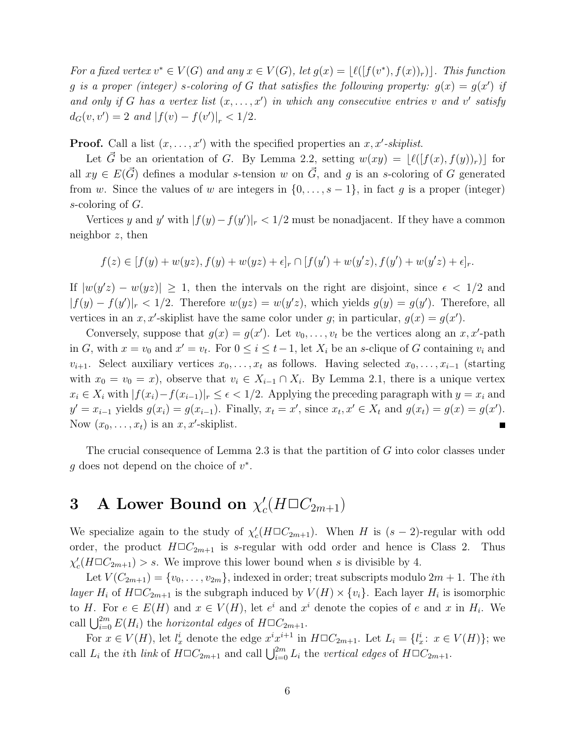*For a fixed vertex $v^* \in V(G)$ and any $x \in V(G)$, let $g(x) = \lfloor \ell([f(v^*), f(x))_r) \rfloor$. This function $g$ is a proper (integer) $s$-coloring of $G$ that satisfies the following property: $g(x) = g(x')$ if and only if $G$ has a vertex list $(x, \ldots, x')$ in which any consecutive entries $v$ and $v'$ satisfy $d_G(v, v') = 2$ and $|f(v) - f(v')|_r < 1/2$.*

**Proof.** Call a list $(x, \ldots, x')$ with the specified properties an $x, x'$*-skiplist*.

Let $\vec{G}$ be an orientation of $G$. By Lemma 2.2, setting $w(xy) = \lfloor \ell([f(x), f(y))_r) \rfloor$ for all $xy \in E(\vec{G})$ defines a modular $s$-tension $w$ on $\vec{G}$, and $g$ is an $s$-coloring of $G$ generated from $w$. Since the values of $w$ are integers in $\{0, \ldots, s-1\}$, in fact $g$ is a proper (integer) $s$-coloring of $G$.

Vertices $y$ and $y'$ with $|f(y) - f(y')|_r < 1/2$ must be nonadjacent. If they have a common neighbor $z$, then

$$f(z) \in [f(y) + w(yz), f(y) + w(yz) + \epsilon]_r \cap [f(y') + w(y'z), f(y') + w(y'z) + \epsilon]_r.$$

If $|w(y'z) - w(yz)| \geq 1$, then the intervals on the right are disjoint, since $\epsilon < 1/2$ and $|f(y) - f(y')|_r < 1/2$. Therefore $w(yz) = w(y'z)$, which yields $g(y) = g(y')$. Therefore, all vertices in an $x, x'$-skiplist have the same color under $g$; in particular, $g(x) = g(x')$.

Conversely, suppose that $g(x) = g(x')$. Let $v_0, \ldots, v_t$ be the vertices along an $x, x'$-path in $G$, with $x = v_0$ and $x' = v_t$. For $0 \leq i \leq t-1$, let $X_i$ be an $s$-clique of $G$ containing $v_i$ and $v_{i+1}$. Select auxiliary vertices $x_0, \ldots, x_t$ as follows. Having selected $x_0, \ldots, x_{i-1}$ (starting with $x_0 = v_0 = x$), observe that $v_i \in X_{i-1} \cap X_i$. By Lemma 2.1, there is a unique vertex $x_i \in X_i$ with $|f(x_i) - f(x_{i-1})|_r \leq \epsilon < 1/2$. Applying the preceding paragraph with $y = x_i$ and $y' = x_{i-1}$ yields $g(x_i) = g(x_{i-1})$. Finally, $x_t = x'$, since $x_t, x' \in X_t$ and $g(x_t) = g(x) = g(x')$. Now $(x_0, \ldots, x_t)$ is an $x, x'$-skiplist. ∎

The crucial consequence of Lemma 2.3 is that the partition of $G$ into color classes under $g$ does not depend on the choice of $v^*$.

# 3 A Lower Bound on $\chi'_c(H \square C_{2m+1})$

We specialize again to the study of $\chi'_c(H \square C_{2m+1})$. When $H$ is $(s-2)$-regular with odd order, the product $H \square C_{2m+1}$ is $s$-regular with odd order and hence is Class 2. Thus $\chi'_c(H \square C_{2m+1}) > s$. We improve this lower bound when $s$ is divisible by 4.

Let $V(C_{2m+1}) = \{v_0, \ldots, v_{2m}\}$, indexed in order; treat subscripts modulo $2m+1$. The $i$th *layer* $H_i$ of $H \square C_{2m+1}$ is the subgraph induced by $V(H) \times \{v_i\}$. Each layer $H_i$ is isomorphic to $H$. For $e \in E(H)$ and $x \in V(H)$, let $e^i$ and $x^i$ denote the copies of $e$ and $x$ in $H_i$. We call $\bigcup_{i=0}^{2m} E(H_i)$ the *horizontal edges* of $H \square C_{2m+1}$.

For $x \in V(H)$, let $l_x^i$ denote the edge $x^i x^{i+1}$ in $H \square C_{2m+1}$. Let $L_i = \{l_x^i \colon x \in V(H)\}$; we call $L_i$ the $i$th *link* of $H \square C_{2m+1}$ and call $\bigcup_{i=0}^{2m} L_i$ the *vertical edges* of $H \square C_{2m+1}$.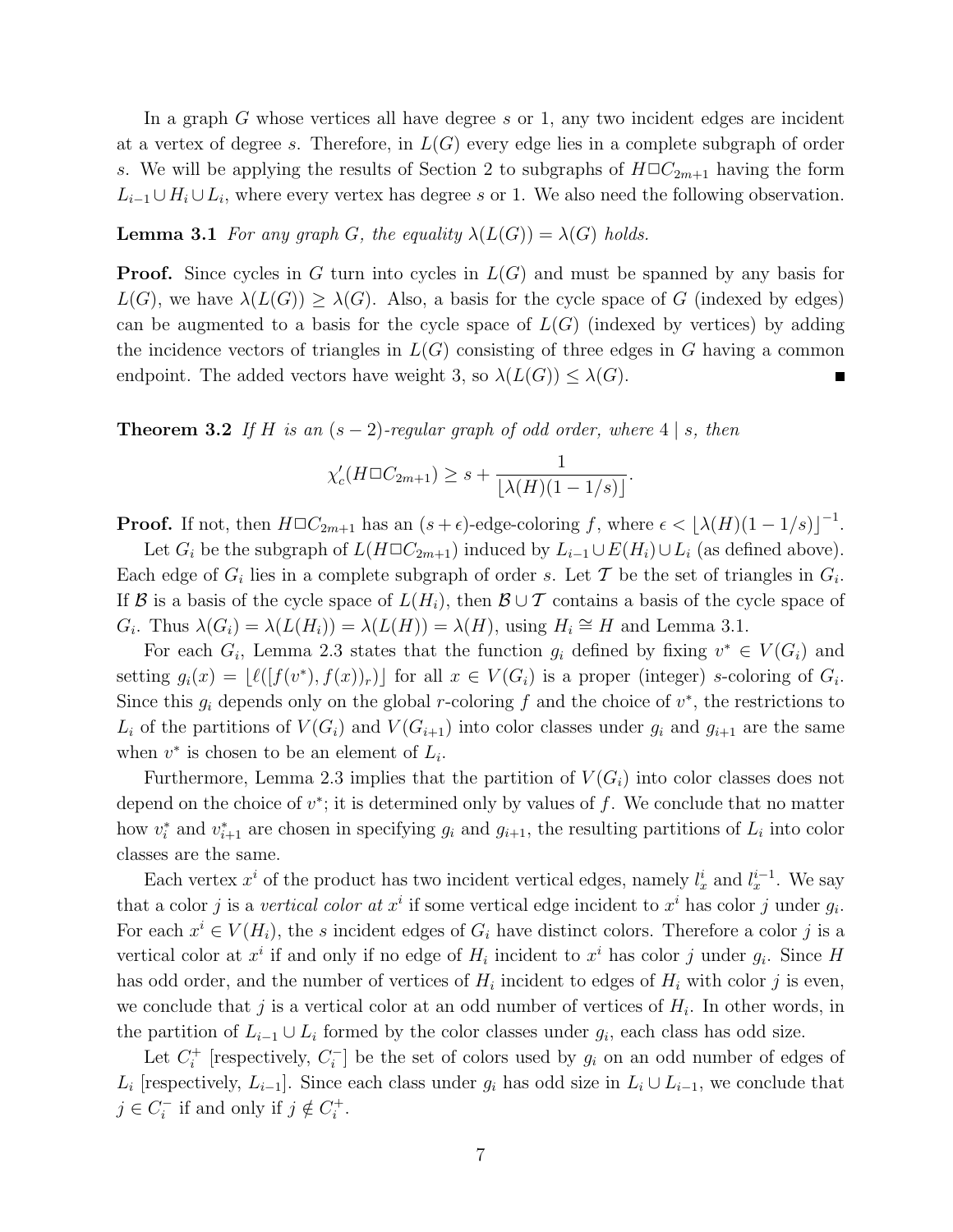In a graph $G$ whose vertices all have degree $s$ or 1, any two incident edges are incident at a vertex of degree $s$. Therefore, in $L(G)$ every edge lies in a complete subgraph of order $s$. We will be applying the results of Section 2 to subgraphs of $H \square C_{2m+1}$ having the form $L_{i-1} \cup H_i \cup L_i$, where every vertex has degree $s$ or 1. We also need the following observation.

**Lemma 3.1** *For any graph $G$, the equality $\lambda(L(G)) = \lambda(G)$ holds.*

**Proof.** Since cycles in $G$ turn into cycles in $L(G)$ and must be spanned by any basis for $L(G)$, we have $\lambda(L(G)) \geq \lambda(G)$. Also, a basis for the cycle space of $G$ (indexed by edges) can be augmented to a basis for the cycle space of $L(G)$ (indexed by vertices) by adding the incidence vectors of triangles in $L(G)$ consisting of three edges in $G$ having a common endpoint. The added vectors have weight 3, so $\lambda(L(G)) \leq \lambda(G)$. ∎

**Theorem 3.2** *If $H$ is an $(s-2)$-regular graph of odd order, where $4 \mid s$, then*

$$\chi'_c(H \square C_{2m+1}) \geq s + \frac{1}{\lfloor \lambda(H)(1 - 1/s) \rfloor}.$$

**Proof.** If not, then $H \square C_{2m+1}$ has an $(s+\epsilon)$-edge-coloring $f$, where $\epsilon < \lfloor \lambda(H)(1-1/s) \rfloor^{-1}$.

Let $G_i$ be the subgraph of $L(H \square C_{2m+1})$ induced by $L_{i-1} \cup E(H_i) \cup L_i$ (as defined above). Each edge of $G_i$ lies in a complete subgraph of order $s$. Let $\mathcal{T}$ be the set of triangles in $G_i$. If $\mathcal{B}$ is a basis of the cycle space of $L(H_i)$, then $\mathcal{B} \cup \mathcal{T}$ contains a basis of the cycle space of $G_i$. Thus $\lambda(G_i) = \lambda(L(H_i)) = \lambda(L(H)) = \lambda(H)$, using $H_i \cong H$ and Lemma 3.1.

For each $G_i$, Lemma 2.3 states that the function $g_i$ defined by fixing $v^* \in V(G_i)$ and setting $g_i(x) = \lfloor \ell([f(v^*), f(x))_r) \rfloor$ for all $x \in V(G_i)$ is a proper (integer) $s$-coloring of $G_i$. Since this $g_i$ depends only on the global $r$-coloring $f$ and the choice of $v^*$, the restrictions to $L_i$ of the partitions of $V(G_i)$ and $V(G_{i+1})$ into color classes under $g_i$ and $g_{i+1}$ are the same when $v^*$ is chosen to be an element of $L_i$.

Furthermore, Lemma 2.3 implies that the partition of $V(G_i)$ into color classes does not depend on the choice of $v^*$; it is determined only by values of $f$. We conclude that no matter how $v_i^*$ and $v_{i+1}^*$ are chosen in specifying $g_i$ and $g_{i+1}$, the resulting partitions of $L_i$ into color classes are the same.

Each vertex $x^i$ of the product has two incident vertical edges, namely $l_x^i$ and $l_x^{i-1}$. We say that a color $j$ is a *vertical color at $x^i$* if some vertical edge incident to $x^i$ has color $j$ under $g_i$. For each $x^i \in V(H_i)$, the $s$ incident edges of $G_i$ have distinct colors. Therefore a color $j$ is a vertical color at $x^i$ if and only if no edge of $H_i$ incident to $x^i$ has color $j$ under $g_i$. Since $H$ has odd order, and the number of vertices of $H_i$ incident to edges of $H_i$ with color $j$ is even, we conclude that $j$ is a vertical color at an odd number of vertices of $H_i$. In other words, in the partition of $L_{i-1} \cup L_i$ formed by the color classes under $g_i$, each class has odd size.

Let $C_i^+$ [respectively, $C_i^-$] be the set of colors used by $g_i$ on an odd number of edges of $L_i$ [respectively, $L_{i-1}$]. Since each class under $g_i$ has odd size in $L_i \cup L_{i-1}$, we conclude that $j \in C_i^-$ if and only if $j \notin C_i^+$.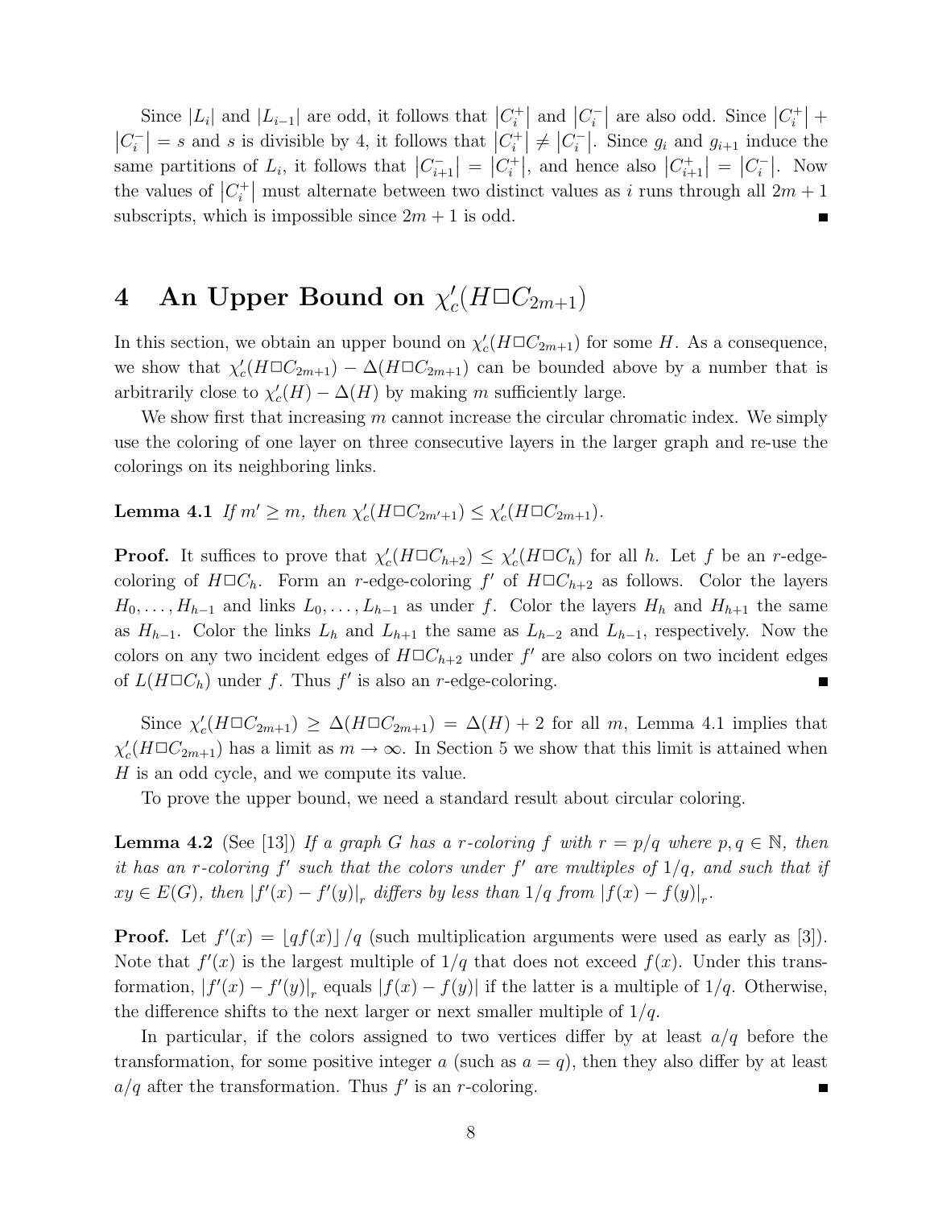Since $|L_i|$ and $|L_{i-1}|$ are odd, it follows that $\left|C_i^+\right|$ and $\left|C_i^-\right|$ are also odd. Since $\left|C_i^+\right| + \left|C_i^-\right| = s$ and $s$ is divisible by 4, it follows that $\left|C_i^+\right| \neq \left|C_i^-\right|$. Since $g_i$ and $g_{i+1}$ induce the same partitions of $L_i$, it follows that $\left|C_{i+1}^-\right| = \left|C_i^+\right|$, and hence also $\left|C_{i+1}^+\right| = \left|C_i^-\right|$. Now the values of $\left|C_i^+\right|$ must alternate between two distinct values as $i$ runs through all $2m+1$ subscripts, which is impossible since $2m+1$ is odd. ∎

# 4 An Upper Bound on $\chi_c'(H \square C_{2m+1})$

In this section, we obtain an upper bound on $\chi_c'(H \square C_{2m+1})$ for some $H$. As a consequence, we show that $\chi_c'(H \square C_{2m+1}) - \Delta(H \square C_{2m+1})$ can be bounded above by a number that is arbitrarily close to $\chi_c'(H) - \Delta(H)$ by making $m$ sufficiently large.

We show first that increasing $m$ cannot increase the circular chromatic index. We simply use the coloring of one layer on three consecutive layers in the larger graph and re-use the colorings on its neighboring links.

**Lemma 4.1** *If $m' \geq m$, then $\chi_c'(H \square C_{2m'+1}) \leq \chi_c'(H \square C_{2m+1})$.*

**Proof.** It suffices to prove that $\chi_c'(H \square C_{h+2}) \leq \chi_c'(H \square C_h)$ for all $h$. Let $f$ be an $r$-edge-coloring of $H \square C_h$. Form an $r$-edge-coloring $f'$ of $H \square C_{h+2}$ as follows. Color the layers $H_0, \ldots, H_{h-1}$ and links $L_0, \ldots, L_{h-1}$ as under $f$. Color the layers $H_h$ and $H_{h+1}$ the same as $H_{h-1}$. Color the links $L_h$ and $L_{h+1}$ the same as $L_{h-2}$ and $L_{h-1}$, respectively. Now the colors on any two incident edges of $H \square C_{h+2}$ under $f'$ are also colors on two incident edges of $L(H \square C_h)$ under $f$. Thus $f'$ is also an $r$-edge-coloring. ∎

Since $\chi_c'(H \square C_{2m+1}) \geq \Delta(H \square C_{2m+1}) = \Delta(H) + 2$ for all $m$, Lemma 4.1 implies that $\chi_c'(H \square C_{2m+1})$ has a limit as $m \to \infty$. In Section 5 we show that this limit is attained when $H$ is an odd cycle, and we compute its value.

To prove the upper bound, we need a standard result about circular coloring.

**Lemma 4.2** (See [13]) *If a graph $G$ has a $r$-coloring $f$ with $r = p/q$ where $p, q \in \mathbb{N}$, then it has an $r$-coloring $f'$ such that the colors under $f'$ are multiples of $1/q$, and such that if $xy \in E(G)$, then $|f'(x) - f'(y)|_r$ differs by less than $1/q$ from $|f(x) - f(y)|_r$.*

**Proof.** Let $f'(x) = \lfloor q f(x) \rfloor / q$ (such multiplication arguments were used as early as [3]). Note that $f'(x)$ is the largest multiple of $1/q$ that does not exceed $f(x)$. Under this transformation, $|f'(x) - f'(y)|_r$ equals $|f(x) - f(y)|$ if the latter is a multiple of $1/q$. Otherwise, the difference shifts to the next larger or next smaller multiple of $1/q$.

In particular, if the colors assigned to two vertices differ by at least $a/q$ before the transformation, for some positive integer $a$ (such as $a = q$), then they also differ by at least $a/q$ after the transformation. Thus $f'$ is an $r$-coloring. ∎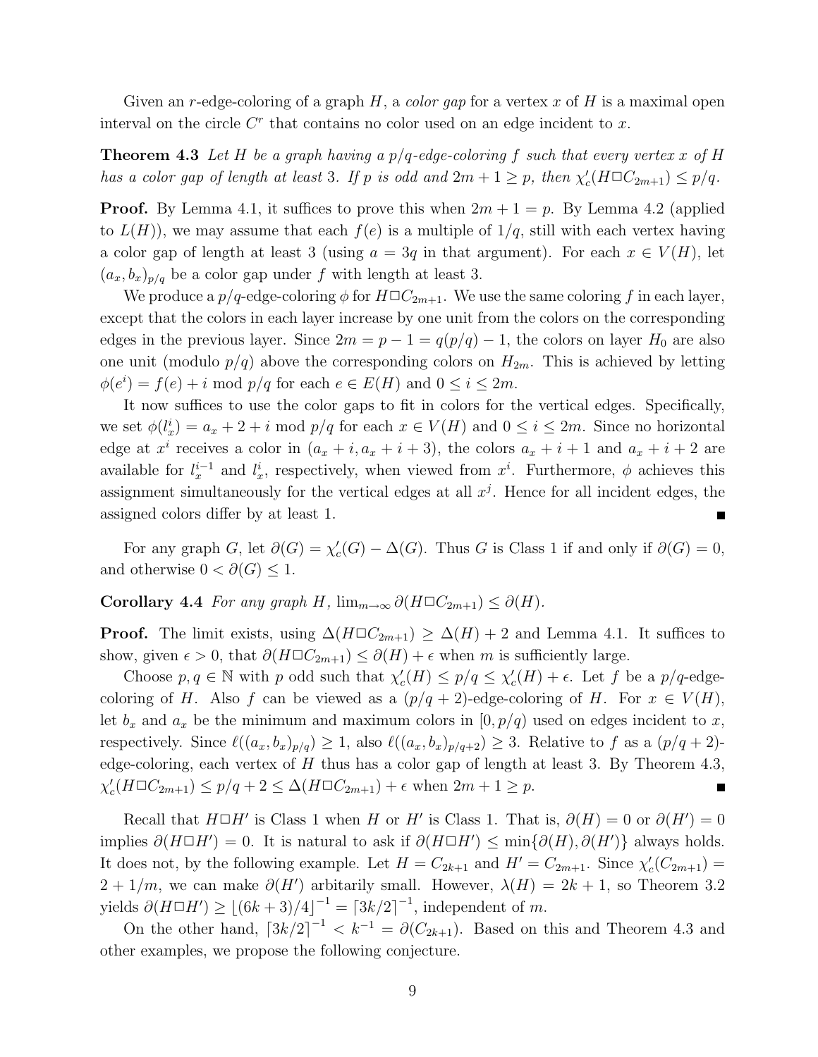Given an $r$-edge-coloring of a graph $H$, a *color gap* for a vertex $x$ of $H$ is a maximal open interval on the circle $C^r$ that contains no color used on an edge incident to $x$.

**Theorem 4.3** *Let $H$ be a graph having a $p/q$-edge-coloring $f$ such that every vertex $x$ of $H$ has a color gap of length at least 3. If $p$ is odd and $2m+1 \ge p$, then $\chi'_c(H \square C_{2m+1}) \le p/q$.*

**Proof.** By Lemma 4.1, it suffices to prove this when $2m+1 = p$. By Lemma 4.2 (applied to $L(H)$), we may assume that each $f(e)$ is a multiple of $1/q$, still with each vertex having a color gap of length at least 3 (using $a = 3q$ in that argument). For each $x \in V(H)$, let $(a_x, b_x)_{p/q}$ be a color gap under $f$ with length at least 3.

We produce a $p/q$-edge-coloring $\phi$ for $H \square C_{2m+1}$. We use the same coloring $f$ in each layer, except that the colors in each layer increase by one unit from the colors on the corresponding edges in the previous layer. Since $2m = p - 1 = q(p/q) - 1$, the colors on layer $H_0$ are also one unit (modulo $p/q$) above the corresponding colors on $H_{2m}$. This is achieved by letting $\phi(e^i) = f(e) + i \bmod p/q$ for each $e \in E(H)$ and $0 \le i \le 2m$.

It now suffices to use the color gaps to fit in colors for the vertical edges. Specifically, we set $\phi(l_x^i) = a_x + 2 + i \bmod p/q$ for each $x \in V(H)$ and $0 \le i \le 2m$. Since no horizontal edge at $x^i$ receives a color in $(a_x + i, a_x + i + 3)$, the colors $a_x + i + 1$ and $a_x + i + 2$ are available for $l_x^{i-1}$ and $l_x^i$, respectively, when viewed from $x^i$. Furthermore, $\phi$ achieves this assignment simultaneously for the vertical edges at all $x^j$. Hence for all incident edges, the assigned colors differ by at least 1. ■

For any graph $G$, let $\partial(G) = \chi'_c(G) - \Delta(G)$. Thus $G$ is Class 1 if and only if $\partial(G) = 0$, and otherwise $0 < \partial(G) \le 1$.

**Corollary 4.4** *For any graph $H$, $\lim_{m\to\infty} \partial(H \square C_{2m+1}) \le \partial(H)$.*

**Proof.** The limit exists, using $\Delta(H \square C_{2m+1}) \ge \Delta(H) + 2$ and Lemma 4.1. It suffices to show, given $\epsilon > 0$, that $\partial(H \square C_{2m+1}) \le \partial(H) + \epsilon$ when $m$ is sufficiently large.

Choose $p, q \in \mathbb{N}$ with $p$ odd such that $\chi'_c(H) \le p/q \le \chi'_c(H) + \epsilon$. Let $f$ be a $p/q$-edge-coloring of $H$. Also $f$ can be viewed as a $(p/q+2)$-edge-coloring of $H$. For $x \in V(H)$, let $b_x$ and $a_x$ be the minimum and maximum colors in $[0, p/q)$ used on edges incident to $x$, respectively. Since $\ell((a_x, b_x)_{p/q}) \ge 1$, also $\ell((a_x, b_x)_{p/q+2}) \ge 3$. Relative to $f$ as a $(p/q+2)$-edge-coloring, each vertex of $H$ thus has a color gap of length at least 3. By Theorem 4.3, $\chi'_c(H \square C_{2m+1}) \le p/q + 2 \le \Delta(H \square C_{2m+1}) + \epsilon$ when $2m+1 \ge p$. ■

Recall that $H \square H'$ is Class 1 when $H$ or $H'$ is Class 1. That is, $\partial(H) = 0$ or $\partial(H') = 0$ implies $\partial(H \square H') = 0$. It is natural to ask if $\partial(H \square H') \le \min\{\partial(H), \partial(H')\}$ always holds. It does not, by the following example. Let $H = C_{2k+1}$ and $H' = C_{2m+1}$. Since $\chi'_c(C_{2m+1}) = 2 + 1/m$, we can make $\partial(H')$ arbitrarily small. However, $\lambda(H) = 2k+1$, so Theorem 3.2 yields $\partial(H \square H') \ge \lfloor (6k+3)/4 \rfloor^{-1} = \lceil 3k/2 \rceil^{-1}$, independent of $m$.

On the other hand, $\lceil 3k/2 \rceil^{-1} < k^{-1} = \partial(C_{2k+1})$. Based on this and Theorem 4.3 and other examples, we propose the following conjecture.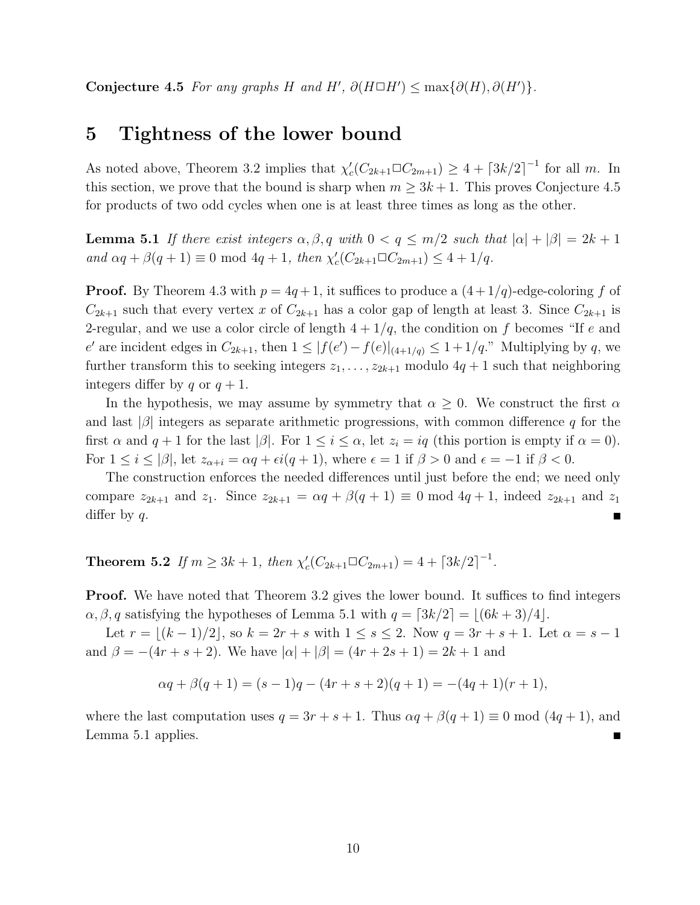**Conjecture 4.5** *For any graphs $H$ and $H'$, $\partial(H \square H') \le \max\{\partial(H), \partial(H')\}$.*

## 5 Tightness of the lower bound

As noted above, Theorem 3.2 implies that $\chi'_c(C_{2k+1} \square C_{2m+1}) \ge 4 + \lceil 3k/2 \rceil^{-1}$ for all $m$. In this section, we prove that the bound is sharp when $m \ge 3k+1$. This proves Conjecture 4.5 for products of two odd cycles when one is at least three times as long as the other.

**Lemma 5.1** *If there exist integers $\alpha, \beta, q$ with $0 < q \le m/2$ such that $|\alpha| + |\beta| = 2k+1$ and $\alpha q + \beta(q+1) \equiv 0 \bmod 4q+1$, then $\chi'_c(C_{2k+1} \square C_{2m+1}) \le 4 + 1/q$.*

**Proof.** By Theorem 4.3 with $p = 4q+1$, it suffices to produce a $(4+1/q)$-edge-coloring $f$ of $C_{2k+1}$ such that every vertex $x$ of $C_{2k+1}$ has a color gap of length at least 3. Since $C_{2k+1}$ is 2-regular, and we use a color circle of length $4+1/q$, the condition on $f$ becomes "If $e$ and $e'$ are incident edges in $C_{2k+1}$, then $1 \le |f(e') - f(e)|_{(4+1/q)} \le 1 + 1/q$." Multiplying by $q$, we further transform this to seeking integers $z_1, \ldots, z_{2k+1}$ modulo $4q+1$ such that neighboring integers differ by $q$ or $q+1$.

In the hypothesis, we may assume by symmetry that $\alpha \ge 0$. We construct the first $\alpha$ and last $|\beta|$ integers as separate arithmetic progressions, with common difference $q$ for the first $\alpha$ and $q+1$ for the last $|\beta|$. For $1 \le i \le \alpha$, let $z_i = iq$ (this portion is empty if $\alpha = 0$). For $1 \le i \le |\beta|$, let $z_{\alpha+i} = \alpha q + \epsilon i(q+1)$, where $\epsilon = 1$ if $\beta > 0$ and $\epsilon = -1$ if $\beta < 0$.

The construction enforces the needed differences until just before the end; we need only compare $z_{2k+1}$ and $z_1$. Since $z_{2k+1} = \alpha q + \beta(q+1) \equiv 0 \bmod 4q+1$, indeed $z_{2k+1}$ and $z_1$ differ by $q$. ∎

**Theorem 5.2** *If $m \ge 3k+1$, then $\chi'_c(C_{2k+1} \square C_{2m+1}) = 4 + \lceil 3k/2 \rceil^{-1}$.*

**Proof.** We have noted that Theorem 3.2 gives the lower bound. It suffices to find integers $\alpha, \beta, q$ satisfying the hypotheses of Lemma 5.1 with $q = \lceil 3k/2 \rceil = \lfloor (6k+3)/4 \rfloor$.

Let $r = \lfloor (k-1)/2 \rfloor$, so $k = 2r + s$ with $1 \le s \le 2$. Now $q = 3r + s + 1$. Let $\alpha = s - 1$ and $\beta = -(4r + s + 2)$. We have $|\alpha| + |\beta| = (4r + 2s + 1) = 2k+1$ and

$$\alpha q + \beta(q+1) = (s-1)q - (4r+s+2)(q+1) = -(4q+1)(r+1),$$

where the last computation uses $q = 3r + s + 1$. Thus $\alpha q + \beta(q+1) \equiv 0 \bmod (4q+1)$, and Lemma 5.1 applies. ∎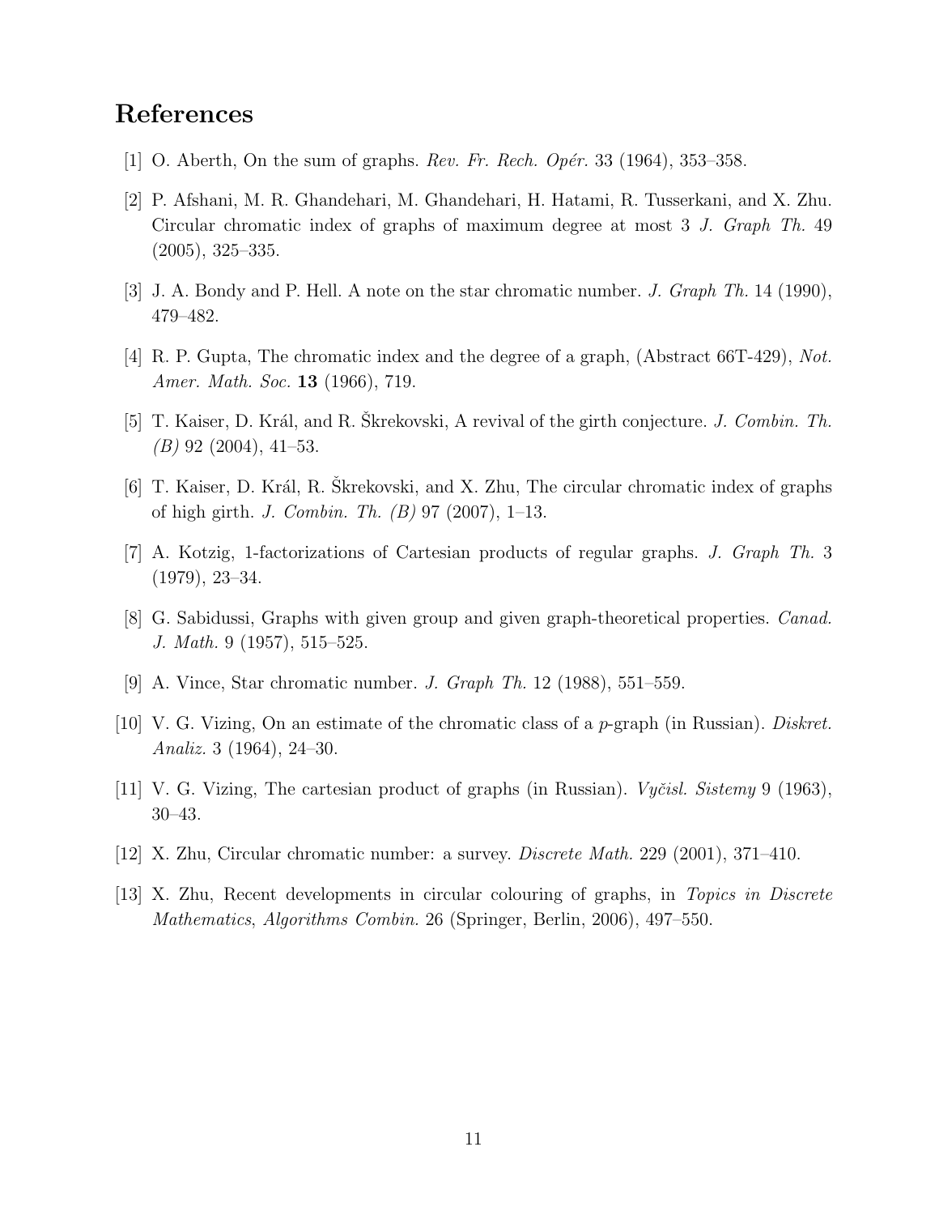## References

[1] O. Aberth, On the sum of graphs. *Rev. Fr. Rech. Opér.* 33 (1964), 353–358.

[2] P. Afshani, M. R. Ghandehari, M. Ghandehari, H. Hatami, R. Tusserkani, and X. Zhu. Circular chromatic index of graphs of maximum degree at most 3 *J. Graph Th.* 49 (2005), 325–335.

[3] J. A. Bondy and P. Hell. A note on the star chromatic number. *J. Graph Th.* 14 (1990), 479–482.

[4] R. P. Gupta, The chromatic index and the degree of a graph, (Abstract 66T-429), *Not. Amer. Math. Soc.* **13** (1966), 719.

[5] T. Kaiser, D. Král, and R. Škrekovski, A revival of the girth conjecture. *J. Combin. Th. (B)* 92 (2004), 41–53.

[6] T. Kaiser, D. Král, R. Škrekovski, and X. Zhu, The circular chromatic index of graphs of high girth. *J. Combin. Th. (B)* 97 (2007), 1–13.

[7] A. Kotzig, 1-factorizations of Cartesian products of regular graphs. *J. Graph Th.* 3 (1979), 23–34.

[8] G. Sabidussi, Graphs with given group and given graph-theoretical properties. *Canad. J. Math.* 9 (1957), 515–525.

[9] A. Vince, Star chromatic number. *J. Graph Th.* 12 (1988), 551–559.

[10] V. G. Vizing, On an estimate of the chromatic class of a $p$-graph (in Russian). *Diskret. Analiz.* 3 (1964), 24–30.

[11] V. G. Vizing, The cartesian product of graphs (in Russian). *Vyčisl. Sistemy* 9 (1963), 30–43.

[12] X. Zhu, Circular chromatic number: a survey. *Discrete Math.* 229 (2001), 371–410.

[13] X. Zhu, Recent developments in circular colouring of graphs, in *Topics in Discrete Mathematics*, *Algorithms Combin.* 26 (Springer, Berlin, 2006), 497–550.